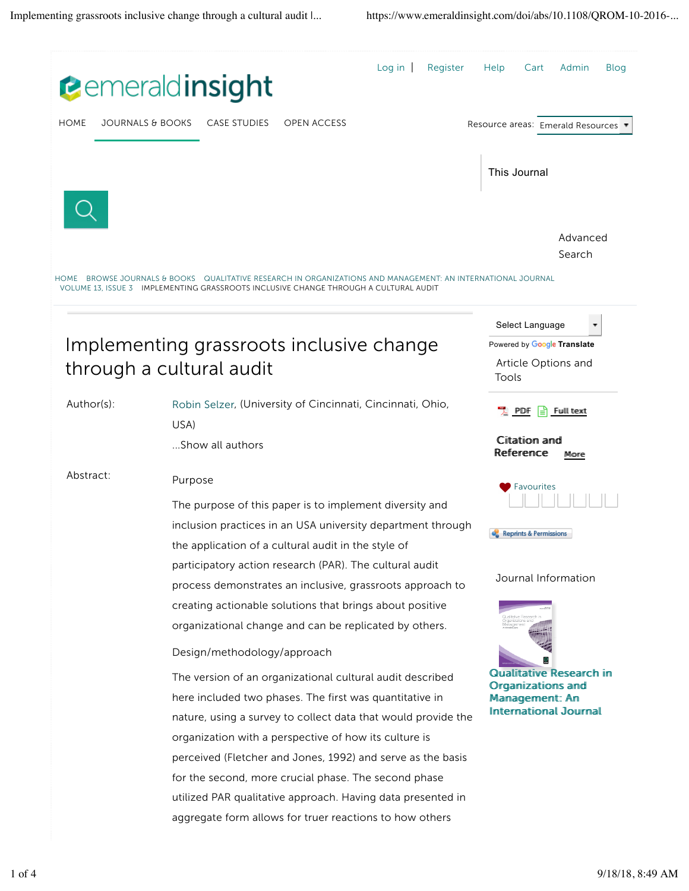HOME JOURNALS & BOOKS CASE STUDIES OPEN ACCESS

HOME BROWSE JOURNALS & BOOKS QUALITATIVE RESEARCH IN ORGANIZATIONS AND MANAGEMENT: AN INTERNATIONAL JOURNAL VOLUME 13, ISSUE 3 IMPLEMENTING GRASSROOTS INCLUSIVE CHANGE THROUGH A CULTURAL AUDIT

# Implementing grassroots inclusive change through a cultural audit

**Author(s):** Robin Selzer, (University of Cincinnati, Cincinnati, Ohio, USA)

...Show all authors

**Abstract:**

Purpose

The purpose of this paper is to implement diversity and inclusion practices in an USA university department through the application of a cultural audit in the style of participatory action research (PAR). The cultural audit process demonstrates an inclusive, grassroots approach to creating actionable solutions that brings about positive organizational change and can be replicated by others.

Design/methodology/approach

The version of an organizational cultural audit described here included two phases. The first was quantitative in nature, using a survey to collect data that would provide the organization with a perspective of how its culture is perceived (Fletcher and Jones, 1992) and serve as the basis for the second, more crucial phase. The second phase utilized PAR qualitative approach. Having data presented in aggregate form allows for truer reactions to how others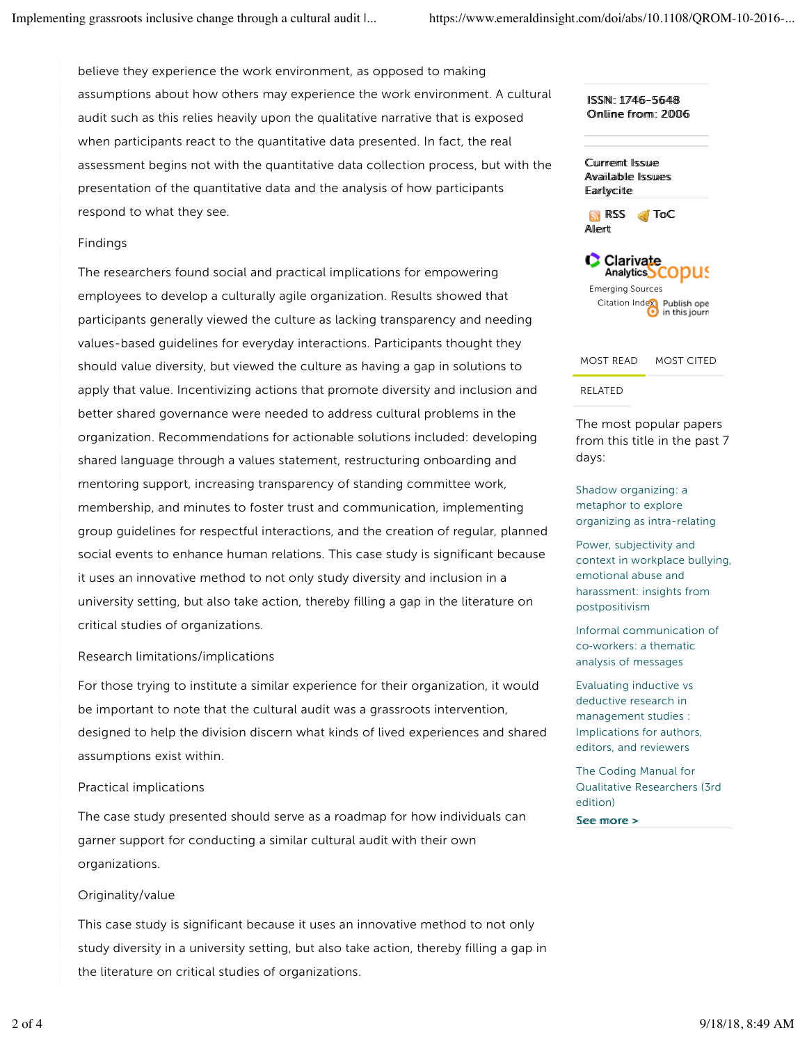believe they experience the work environment, as opposed to making assumptions about how others may experience the work environment. A cultural audit such as this relies heavily upon the qualitative narrative that is exposed when participants react to the quantitative data presented. In fact, the real assessment begins not with the quantitative data collection process, but with the presentation of the quantitative data and the analysis of how participants respond to what they see.

### Findings

The researchers found social and practical implications for empowering employees to develop a culturally agile organization. Results showed that participants generally viewed the culture as lacking transparency and needing values-based guidelines for everyday interactions. Participants thought they should value diversity, but viewed the culture as having a gap in solutions to apply that value. Incentivizing actions that promote diversity and inclusion and better shared governance were needed to address cultural problems in the organization. Recommendations for actionable solutions included: developing shared language through a values statement, restructuring onboarding and mentoring support, increasing transparency of standing committee work, membership, and minutes to foster trust and communication, implementing group guidelines for respectful interactions, and the creation of regular, planned social events to enhance human relations. This case study is significant because it uses an innovative method to not only study diversity and inclusion in a university setting, but also take action, thereby filling a gap in the literature on critical studies of organizations.

### Research limitations/implications

For those trying to institute a similar experience for their organization, it would be important to note that the cultural audit was a grassroots intervention, designed to help the division discern what kinds of lived experiences and shared assumptions exist within.

### Practical implications

The case study presented should serve as a roadmap for how individuals can garner support for conducting a similar cultural audit with their own organizations.

### Originality/value

This case study is significant because it uses an innovative method to not only study diversity in a university setting, but also take action, thereby filling a gap in the literature on critical studies of organizations.

ISSN: 1746-5648
Online from: 2006

Current Issue
Available Issues
Earlycite

RSS ToC Alert

Clarivate Analytics Emerging Sources Citation Index
Scopus
Publish open in this journal

MOST READ | MOST CITED | RELATED

The most popular papers from this title in the past 7 days:

- Shadow organizing: a metaphor to explore organizing as intra-relating
- Power, subjectivity and context in workplace bullying, emotional abuse and harassment: insights from postpositivism
- Informal communication of co-workers: a thematic analysis of messages
- Evaluating inductive vs deductive research in management studies : Implications for authors, editors, and reviewers
- The Coding Manual for Qualitative Researchers (3rd edition)

See more >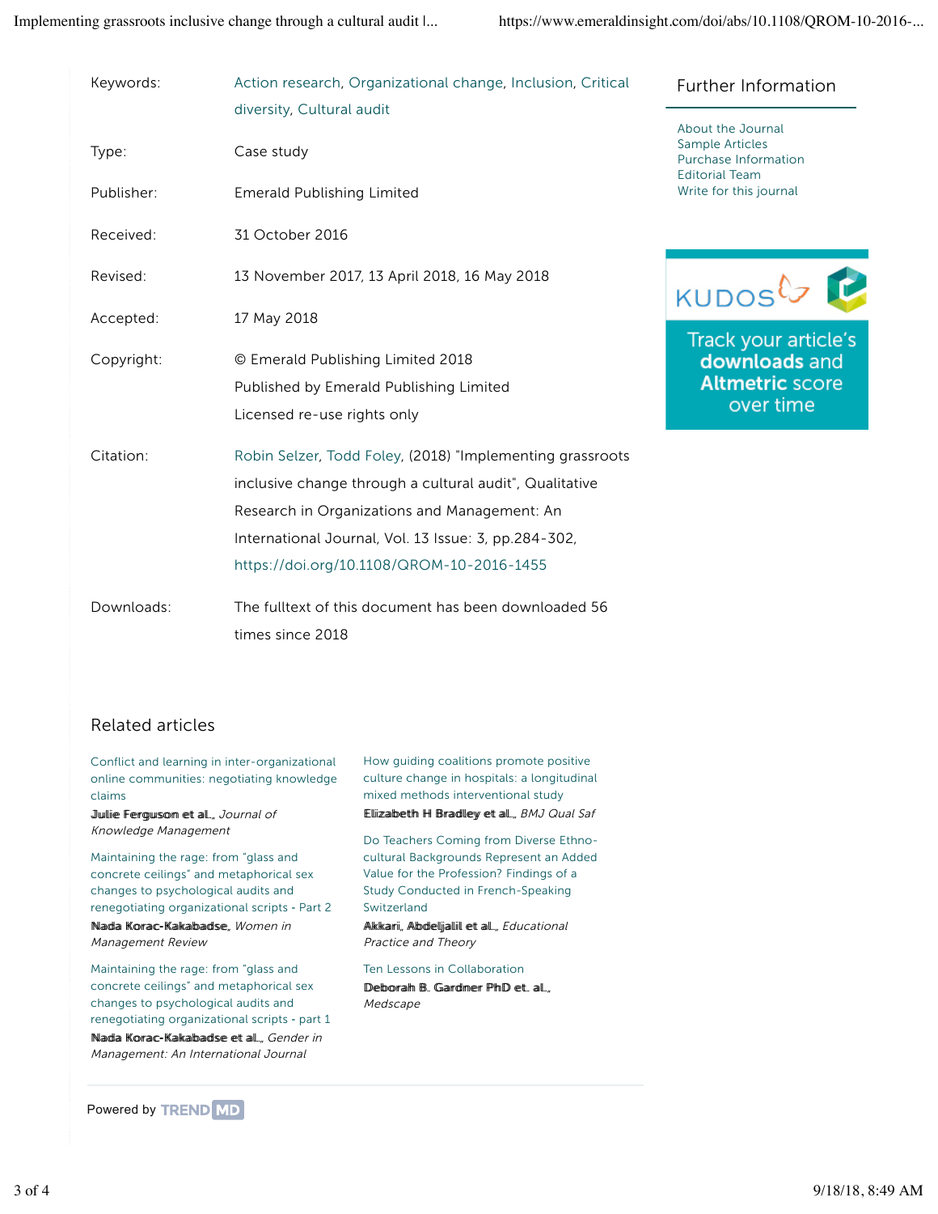| | |
|---|---|
| Keywords: | Action research, Organizational change, Inclusion, Critical diversity, Cultural audit |
| Type: | Case study |
| Publisher: | Emerald Publishing Limited |
| Received: | 31 October 2016 |
| Revised: | 13 November 2017, 13 April 2018, 16 May 2018 |
| Accepted: | 17 May 2018 |
| Copyright: | © Emerald Publishing Limited 2018<br>Published by Emerald Publishing Limited<br>Licensed re-use rights only |
| Citation: | Robin Selzer, Todd Foley, (2018) "Implementing grassroots inclusive change through a cultural audit", Qualitative Research in Organizations and Management: An International Journal, Vol. 13 Issue: 3, pp.284-302, https://doi.org/10.1108/QROM-10-2016-1455 |
| Downloads: | The fulltext of this document has been downloaded 56 times since 2018 |

## Further Information

- About the Journal
- Sample Articles
- Purchase Information
- Editorial Team
- Write for this journal

KUDOS

Track your article's **downloads** and **Altmetric** score over time

## Related articles

Conflict and learning in inter-organizational online communities: negotiating knowledge claims
**Julie Ferguson et al.**, *Journal of Knowledge Management*

Maintaining the rage: from "glass and concrete ceilings" and metaphorical sex changes to psychological audits and renegotiating organizational scripts - Part 2
**Nada Korac-Kakabadse**, *Women in Management Review*

Maintaining the rage: from "glass and concrete ceilings" and metaphorical sex changes to psychological audits and renegotiating organizational scripts - part 1
**Nada Korac-Kakabadse et al.**, *Gender in Management: An International Journal*

How guiding coalitions promote positive culture change in hospitals: a longitudinal mixed methods interventional study
**Elizabeth H Bradley et al.**, *BMJ Qual Saf*

Do Teachers Coming from Diverse Ethno-cultural Backgrounds Represent an Added Value for the Profession? Findings of a Study Conducted in French-Speaking Switzerland
**Akkari, Abdeljalil et al.**, *Educational Practice and Theory*

Ten Lessons in Collaboration
**Deborah B. Gardner PhD et. al.**, *Medscape*

Powered by TREND MD